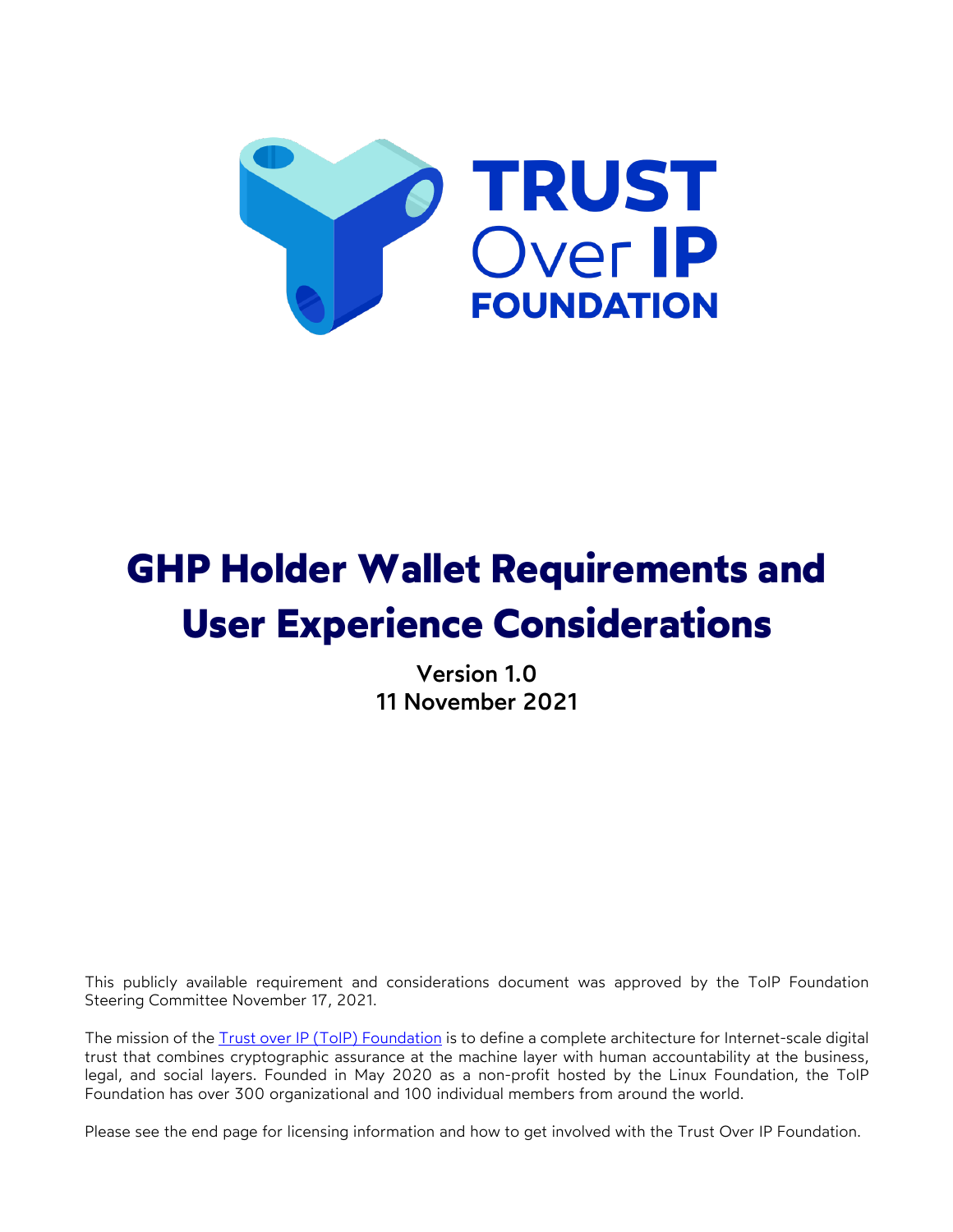# GHP Holder Wallet Requirements and User Experience Considerations

**Version 1.0**
**11 November 2021**

This publicly available requirement and considerations document was approved by the ToIP Foundation Steering Committee November 17, 2021.

The mission of the [Trust over IP (ToIP) Foundation](https://trustoverip.org/) is to define a complete architecture for Internet-scale digital trust that combines cryptographic assurance at the machine layer with human accountability at the business, legal, and social layers. Founded in May 2020 as a non-profit hosted by the Linux Foundation, the ToIP Foundation has over 300 organizational and 100 individual members from around the world.

Please see the end page for licensing information and how to get involved with the Trust Over IP Foundation.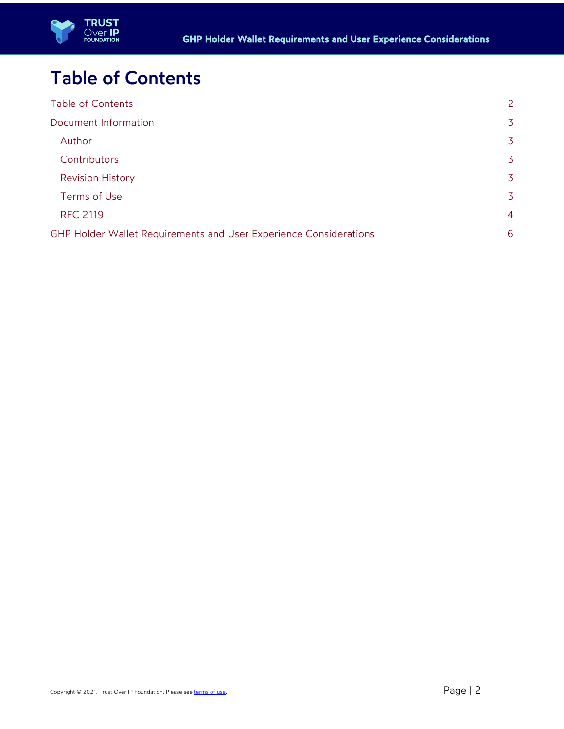# Table of Contents

| | |
|---|---|
| Table of Contents | 2 |
| Document Information | 3 |
| Author | 3 |
| Contributors | 3 |
| Revision History | 3 |
| Terms of Use | 3 |
| RFC 2119 | 4 |
| GHP Holder Wallet Requirements and User Experience Considerations | 6 |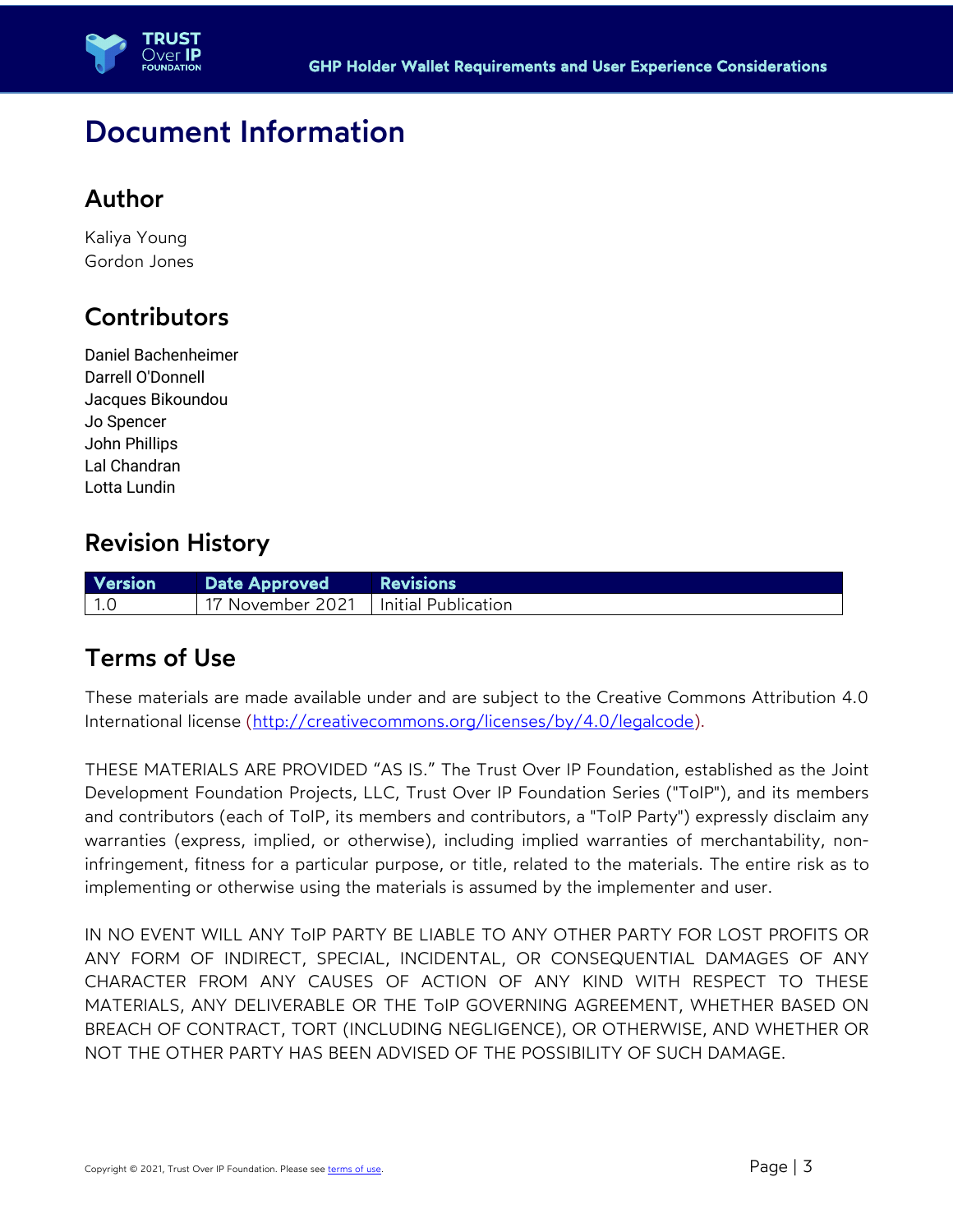# Document Information

## Author

Kaliya Young
Gordon Jones

## Contributors

Daniel Bachenheimer
Darrell O'Donnell
Jacques Bikoundou
Jo Spencer
John Phillips
Lal Chandran
Lotta Lundin

## Revision History

| Version | Date Approved | Revisions |
| --- | --- | --- |
| 1.0 | 17 November 2021 | Initial Publication |

## Terms of Use

These materials are made available under and are subject to the Creative Commons Attribution 4.0 International license (http://creativecommons.org/licenses/by/4.0/legalcode).

THESE MATERIALS ARE PROVIDED "AS IS." The Trust Over IP Foundation, established as the Joint Development Foundation Projects, LLC, Trust Over IP Foundation Series ("ToIP"), and its members and contributors (each of ToIP, its members and contributors, a "ToIP Party") expressly disclaim any warranties (express, implied, or otherwise), including implied warranties of merchantability, non-infringement, fitness for a particular purpose, or title, related to the materials. The entire risk as to implementing or otherwise using the materials is assumed by the implementer and user.

IN NO EVENT WILL ANY ToIP PARTY BE LIABLE TO ANY OTHER PARTY FOR LOST PROFITS OR ANY FORM OF INDIRECT, SPECIAL, INCIDENTAL, OR CONSEQUENTIAL DAMAGES OF ANY CHARACTER FROM ANY CAUSES OF ACTION OF ANY KIND WITH RESPECT TO THESE MATERIALS, ANY DELIVERABLE OR THE ToIP GOVERNING AGREEMENT, WHETHER BASED ON BREACH OF CONTRACT, TORT (INCLUDING NEGLIGENCE), OR OTHERWISE, AND WHETHER OR NOT THE OTHER PARTY HAS BEEN ADVISED OF THE POSSIBILITY OF SUCH DAMAGE.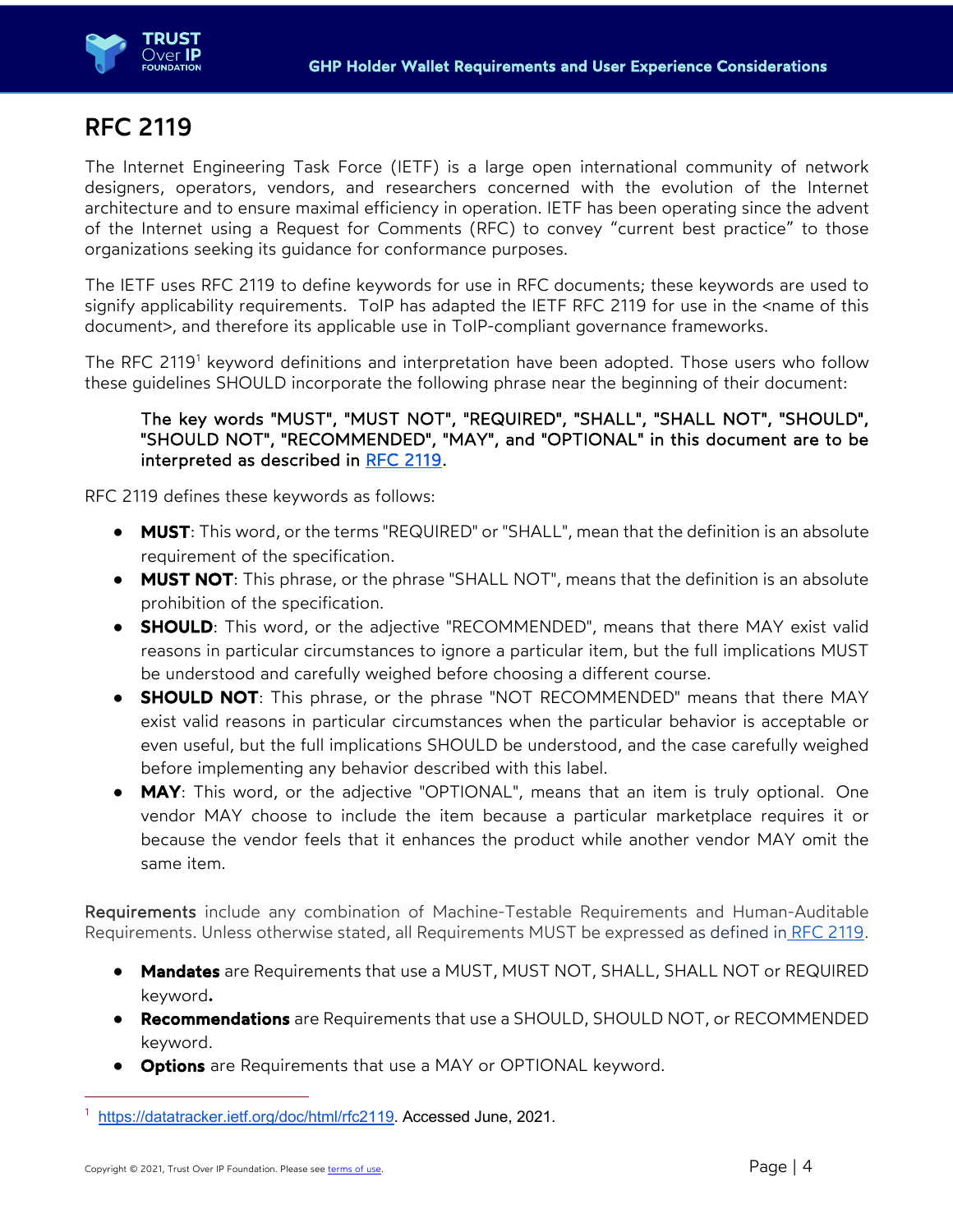# RFC 2119

The Internet Engineering Task Force (IETF) is a large open international community of network designers, operators, vendors, and researchers concerned with the evolution of the Internet architecture and to ensure maximal efficiency in operation. IETF has been operating since the advent of the Internet using a Request for Comments (RFC) to convey "current best practice" to those organizations seeking its guidance for conformance purposes.

The IETF uses RFC 2119 to define keywords for use in RFC documents; these keywords are used to signify applicability requirements. ToIP has adapted the IETF RFC 2119 for use in the <name of this document>, and therefore its applicable use in ToIP-compliant governance frameworks.

The RFC 2119[1] keyword definitions and interpretation have been adopted. Those users who follow these guidelines SHOULD incorporate the following phrase near the beginning of their document:

> The key words "MUST", "MUST NOT", "REQUIRED", "SHALL", "SHALL NOT", "SHOULD", "SHOULD NOT", "RECOMMENDED", "MAY", and "OPTIONAL" in this document are to be interpreted as described in RFC 2119.

RFC 2119 defines these keywords as follows:

- **MUST**: This word, or the terms "REQUIRED" or "SHALL", mean that the definition is an absolute requirement of the specification.
- **MUST NOT**: This phrase, or the phrase "SHALL NOT", means that the definition is an absolute prohibition of the specification.
- **SHOULD**: This word, or the adjective "RECOMMENDED", means that there MAY exist valid reasons in particular circumstances to ignore a particular item, but the full implications MUST be understood and carefully weighed before choosing a different course.
- **SHOULD NOT**: This phrase, or the phrase "NOT RECOMMENDED" means that there MAY exist valid reasons in particular circumstances when the particular behavior is acceptable or even useful, but the full implications SHOULD be understood, and the case carefully weighed before implementing any behavior described with this label.
- **MAY**: This word, or the adjective "OPTIONAL", means that an item is truly optional. One vendor MAY choose to include the item because a particular marketplace requires it or because the vendor feels that it enhances the product while another vendor MAY omit the same item.

**Requirements** include any combination of Machine-Testable Requirements and Human-Auditable Requirements. Unless otherwise stated, all Requirements MUST be expressed as defined in RFC 2119.

- **Mandates** are Requirements that use a MUST, MUST NOT, SHALL, SHALL NOT or REQUIRED keyword.
- **Recommendations** are Requirements that use a SHOULD, SHOULD NOT, or RECOMMENDED keyword.
- **Options** are Requirements that use a MAY or OPTIONAL keyword.

[1] https://datatracker.ietf.org/doc/html/rfc2119. Accessed June, 2021.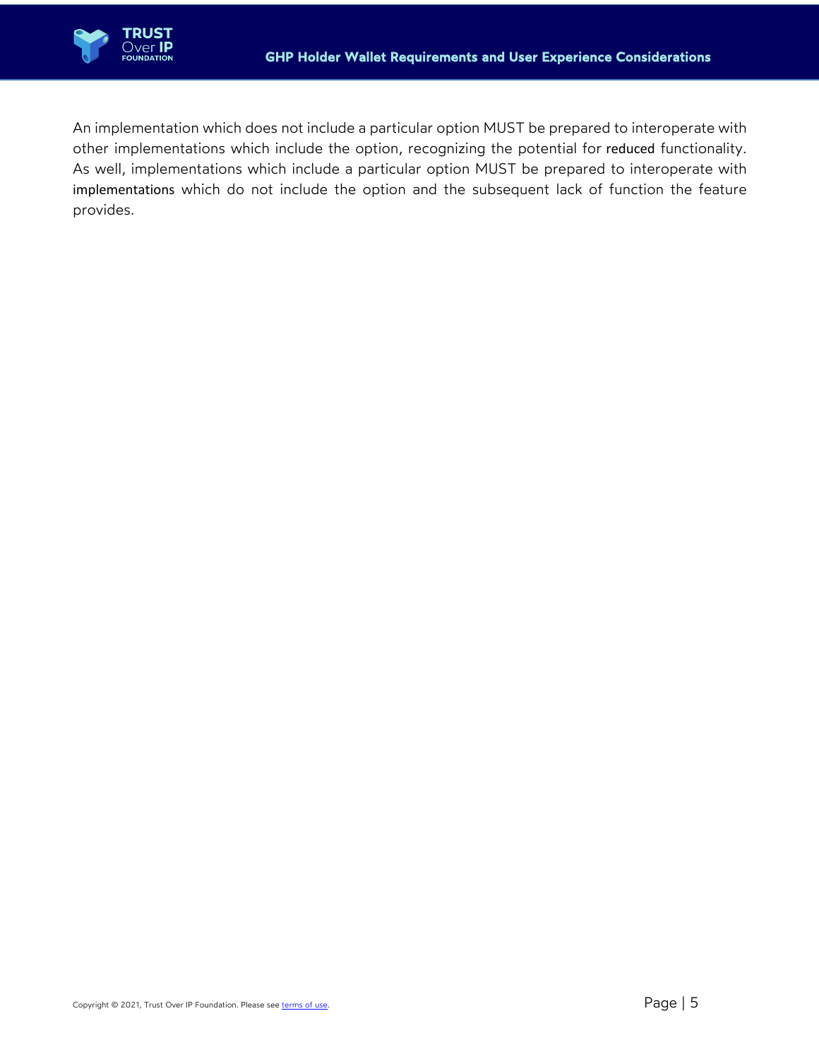An implementation which does not include a particular option MUST be prepared to interoperate with other implementations which include the option, recognizing the potential for reduced functionality. As well, implementations which include a particular option MUST be prepared to interoperate with implementations which do not include the option and the subsequent lack of function the feature provides.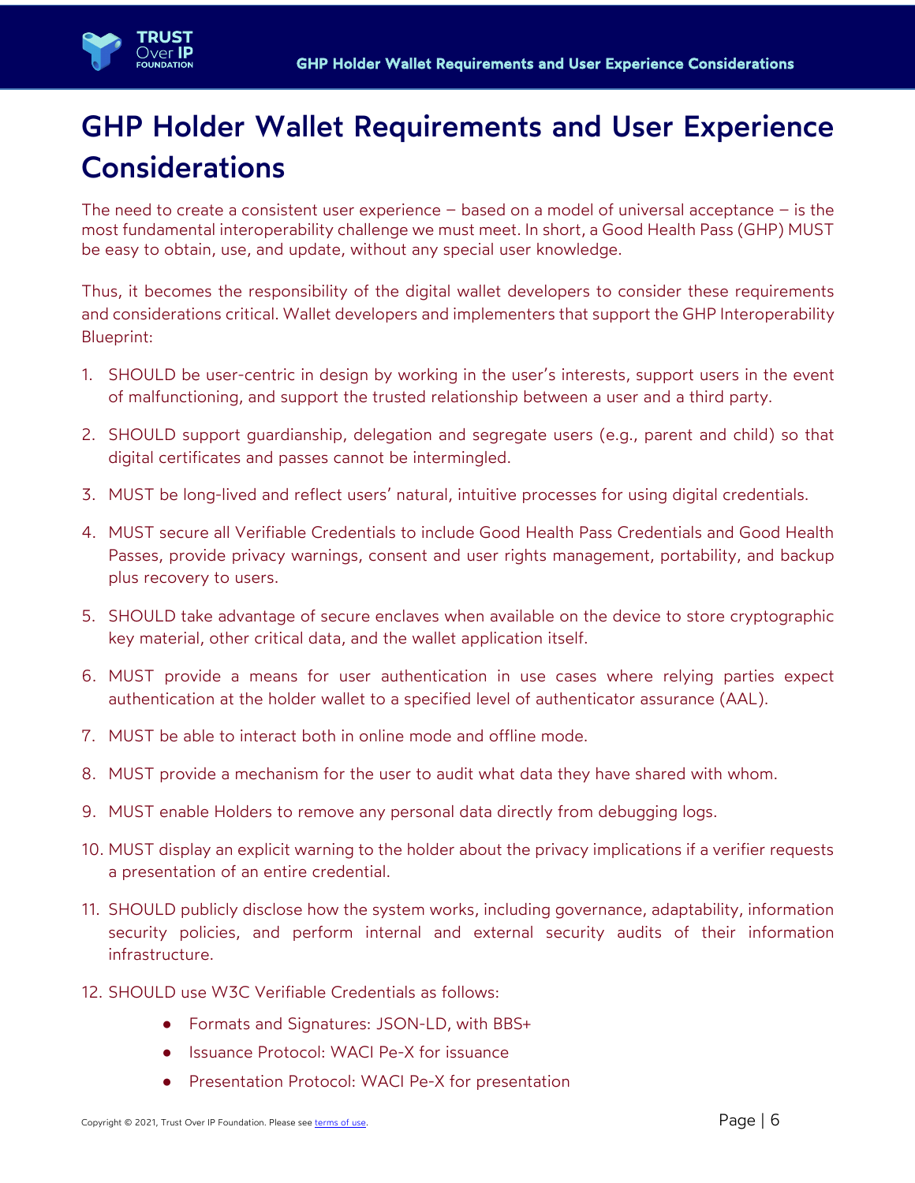# GHP Holder Wallet Requirements and User Experience Considerations

The need to create a consistent user experience – based on a model of universal acceptance – is the most fundamental interoperability challenge we must meet. In short, a Good Health Pass (GHP) MUST be easy to obtain, use, and update, without any special user knowledge.

Thus, it becomes the responsibility of the digital wallet developers to consider these requirements and considerations critical. Wallet developers and implementers that support the GHP Interoperability Blueprint:

1. SHOULD be user-centric in design by working in the user's interests, support users in the event of malfunctioning, and support the trusted relationship between a user and a third party.
2. SHOULD support guardianship, delegation and segregate users (e.g., parent and child) so that digital certificates and passes cannot be intermingled.
3. MUST be long-lived and reflect users' natural, intuitive processes for using digital credentials.
4. MUST secure all Verifiable Credentials to include Good Health Pass Credentials and Good Health Passes, provide privacy warnings, consent and user rights management, portability, and backup plus recovery to users.
5. SHOULD take advantage of secure enclaves when available on the device to store cryptographic key material, other critical data, and the wallet application itself.
6. MUST provide a means for user authentication in use cases where relying parties expect authentication at the holder wallet to a specified level of authenticator assurance (AAL).
7. MUST be able to interact both in online mode and offline mode.
8. MUST provide a mechanism for the user to audit what data they have shared with whom.
9. MUST enable Holders to remove any personal data directly from debugging logs.
10. MUST display an explicit warning to the holder about the privacy implications if a verifier requests a presentation of an entire credential.
11. SHOULD publicly disclose how the system works, including governance, adaptability, information security policies, and perform internal and external security audits of their information infrastructure.
12. SHOULD use W3C Verifiable Credentials as follows:
    - Formats and Signatures: JSON-LD, with BBS+
    - Issuance Protocol: WACI Pe-X for issuance
    - Presentation Protocol: WACI Pe-X for presentation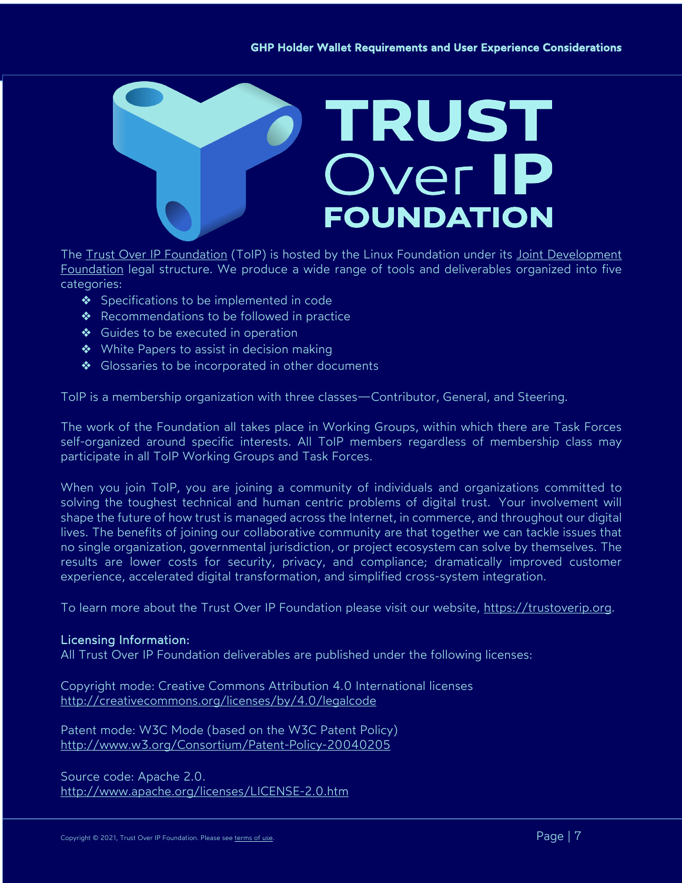# TRUST Over IP FOUNDATION

The [Trust Over IP Foundation](https://trustoverip.org) (ToIP) is hosted by the Linux Foundation under its [Joint Development Foundation](https://www.jointdevelopment.org) legal structure. We produce a wide range of tools and deliverables organized into five categories:

- Specifications to be implemented in code
- Recommendations to be followed in practice
- Guides to be executed in operation
- White Papers to assist in decision making
- Glossaries to be incorporated in other documents

ToIP is a membership organization with three classes—Contributor, General, and Steering.

The work of the Foundation all takes place in Working Groups, within which there are Task Forces self-organized around specific interests. All ToIP members regardless of membership class may participate in all ToIP Working Groups and Task Forces.

When you join ToIP, you are joining a community of individuals and organizations committed to solving the toughest technical and human centric problems of digital trust. Your involvement will shape the future of how trust is managed across the Internet, in commerce, and throughout our digital lives. The benefits of joining our collaborative community are that together we can tackle issues that no single organization, governmental jurisdiction, or project ecosystem can solve by themselves. The results are lower costs for security, privacy, and compliance; dramatically improved customer experience, accelerated digital transformation, and simplified cross-system integration.

To learn more about the Trust Over IP Foundation please visit our website, https://trustoverip.org.

**Licensing Information:**
All Trust Over IP Foundation deliverables are published under the following licenses:

Copyright mode: Creative Commons Attribution 4.0 International licenses
http://creativecommons.org/licenses/by/4.0/legalcode

Patent mode: W3C Mode (based on the W3C Patent Policy)
http://www.w3.org/Consortium/Patent-Policy-20040205

Source code: Apache 2.0.
http://www.apache.org/licenses/LICENSE-2.0.htm